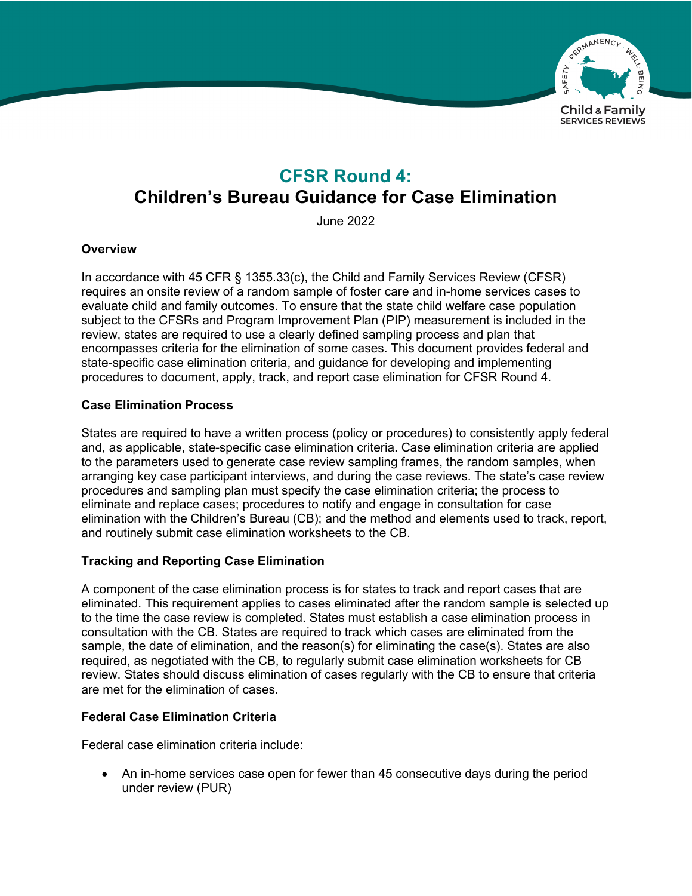# CFSR Round 4:
# Children's Bureau Guidance for Case Elimination

June 2022

**Overview**

In accordance with 45 CFR § 1355.33(c), the Child and Family Services Review (CFSR) requires an onsite review of a random sample of foster care and in-home services cases to evaluate child and family outcomes. To ensure that the state child welfare case population subject to the CFSRs and Program Improvement Plan (PIP) measurement is included in the review, states are required to use a clearly defined sampling process and plan that encompasses criteria for the elimination of some cases. This document provides federal and state-specific case elimination criteria, and guidance for developing and implementing procedures to document, apply, track, and report case elimination for CFSR Round 4.

**Case Elimination Process**

States are required to have a written process (policy or procedures) to consistently apply federal and, as applicable, state-specific case elimination criteria. Case elimination criteria are applied to the parameters used to generate case review sampling frames, the random samples, when arranging key case participant interviews, and during the case reviews. The state's case review procedures and sampling plan must specify the case elimination criteria; the process to eliminate and replace cases; procedures to notify and engage in consultation for case elimination with the Children's Bureau (CB); and the method and elements used to track, report, and routinely submit case elimination worksheets to the CB.

**Tracking and Reporting Case Elimination**

A component of the case elimination process is for states to track and report cases that are eliminated. This requirement applies to cases eliminated after the random sample is selected up to the time the case review is completed. States must establish a case elimination process in consultation with the CB. States are required to track which cases are eliminated from the sample, the date of elimination, and the reason(s) for eliminating the case(s). States are also required, as negotiated with the CB, to regularly submit case elimination worksheets for CB review. States should discuss elimination of cases regularly with the CB to ensure that criteria are met for the elimination of cases.

**Federal Case Elimination Criteria**

Federal case elimination criteria include:

- An in-home services case open for fewer than 45 consecutive days during the period under review (PUR)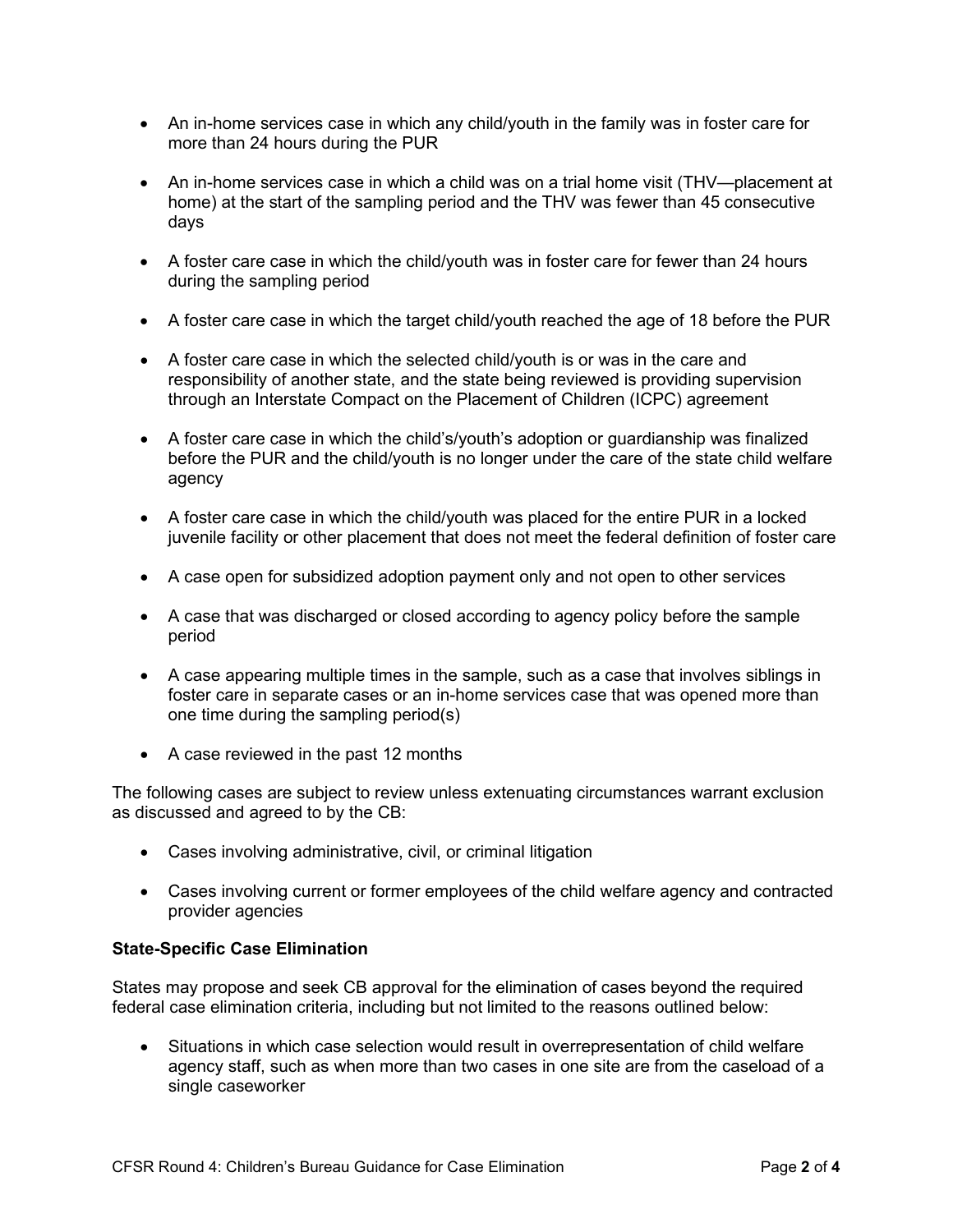- An in-home services case in which any child/youth in the family was in foster care for more than 24 hours during the PUR
- An in-home services case in which a child was on a trial home visit (THV—placement at home) at the start of the sampling period and the THV was fewer than 45 consecutive days
- A foster care case in which the child/youth was in foster care for fewer than 24 hours during the sampling period
- A foster care case in which the target child/youth reached the age of 18 before the PUR
- A foster care case in which the selected child/youth is or was in the care and responsibility of another state, and the state being reviewed is providing supervision through an Interstate Compact on the Placement of Children (ICPC) agreement
- A foster care case in which the child's/youth's adoption or guardianship was finalized before the PUR and the child/youth is no longer under the care of the state child welfare agency
- A foster care case in which the child/youth was placed for the entire PUR in a locked juvenile facility or other placement that does not meet the federal definition of foster care
- A case open for subsidized adoption payment only and not open to other services
- A case that was discharged or closed according to agency policy before the sample period
- A case appearing multiple times in the sample, such as a case that involves siblings in foster care in separate cases or an in-home services case that was opened more than one time during the sampling period(s)
- A case reviewed in the past 12 months

The following cases are subject to review unless extenuating circumstances warrant exclusion as discussed and agreed to by the CB:

- Cases involving administrative, civil, or criminal litigation
- Cases involving current or former employees of the child welfare agency and contracted provider agencies

**State-Specific Case Elimination**

States may propose and seek CB approval for the elimination of cases beyond the required federal case elimination criteria, including but not limited to the reasons outlined below:

- Situations in which case selection would result in overrepresentation of child welfare agency staff, such as when more than two cases in one site are from the caseload of a single caseworker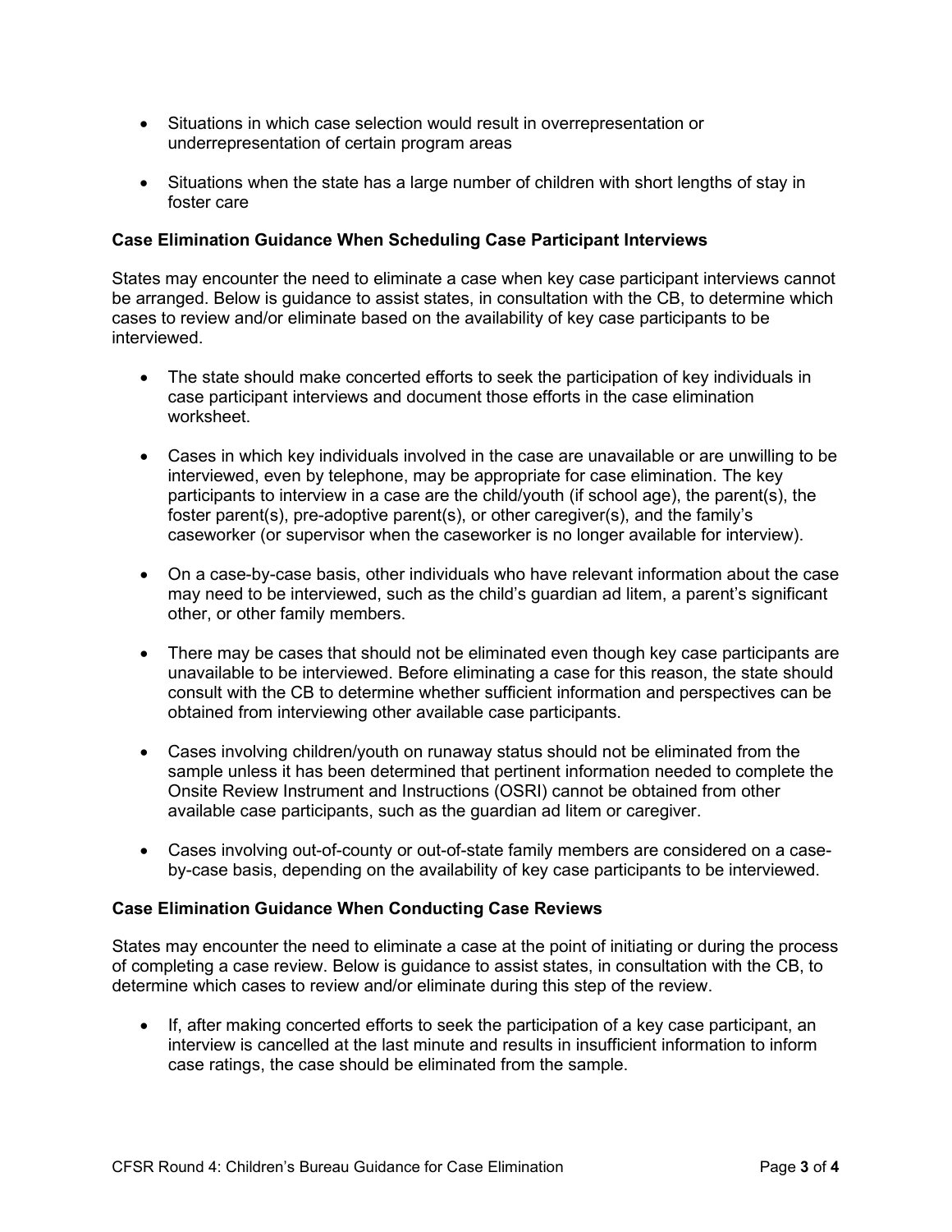- Situations in which case selection would result in overrepresentation or underrepresentation of certain program areas

- Situations when the state has a large number of children with short lengths of stay in foster care

**Case Elimination Guidance When Scheduling Case Participant Interviews**

States may encounter the need to eliminate a case when key case participant interviews cannot be arranged. Below is guidance to assist states, in consultation with the CB, to determine which cases to review and/or eliminate based on the availability of key case participants to be interviewed.

- The state should make concerted efforts to seek the participation of key individuals in case participant interviews and document those efforts in the case elimination worksheet.

- Cases in which key individuals involved in the case are unavailable or are unwilling to be interviewed, even by telephone, may be appropriate for case elimination. The key participants to interview in a case are the child/youth (if school age), the parent(s), the foster parent(s), pre-adoptive parent(s), or other caregiver(s), and the family's caseworker (or supervisor when the caseworker is no longer available for interview).

- On a case-by-case basis, other individuals who have relevant information about the case may need to be interviewed, such as the child's guardian ad litem, a parent's significant other, or other family members.

- There may be cases that should not be eliminated even though key case participants are unavailable to be interviewed. Before eliminating a case for this reason, the state should consult with the CB to determine whether sufficient information and perspectives can be obtained from interviewing other available case participants.

- Cases involving children/youth on runaway status should not be eliminated from the sample unless it has been determined that pertinent information needed to complete the Onsite Review Instrument and Instructions (OSRI) cannot be obtained from other available case participants, such as the guardian ad litem or caregiver.

- Cases involving out-of-county or out-of-state family members are considered on a case-by-case basis, depending on the availability of key case participants to be interviewed.

**Case Elimination Guidance When Conducting Case Reviews**

States may encounter the need to eliminate a case at the point of initiating or during the process of completing a case review. Below is guidance to assist states, in consultation with the CB, to determine which cases to review and/or eliminate during this step of the review.

- If, after making concerted efforts to seek the participation of a key case participant, an interview is cancelled at the last minute and results in insufficient information to inform case ratings, the case should be eliminated from the sample.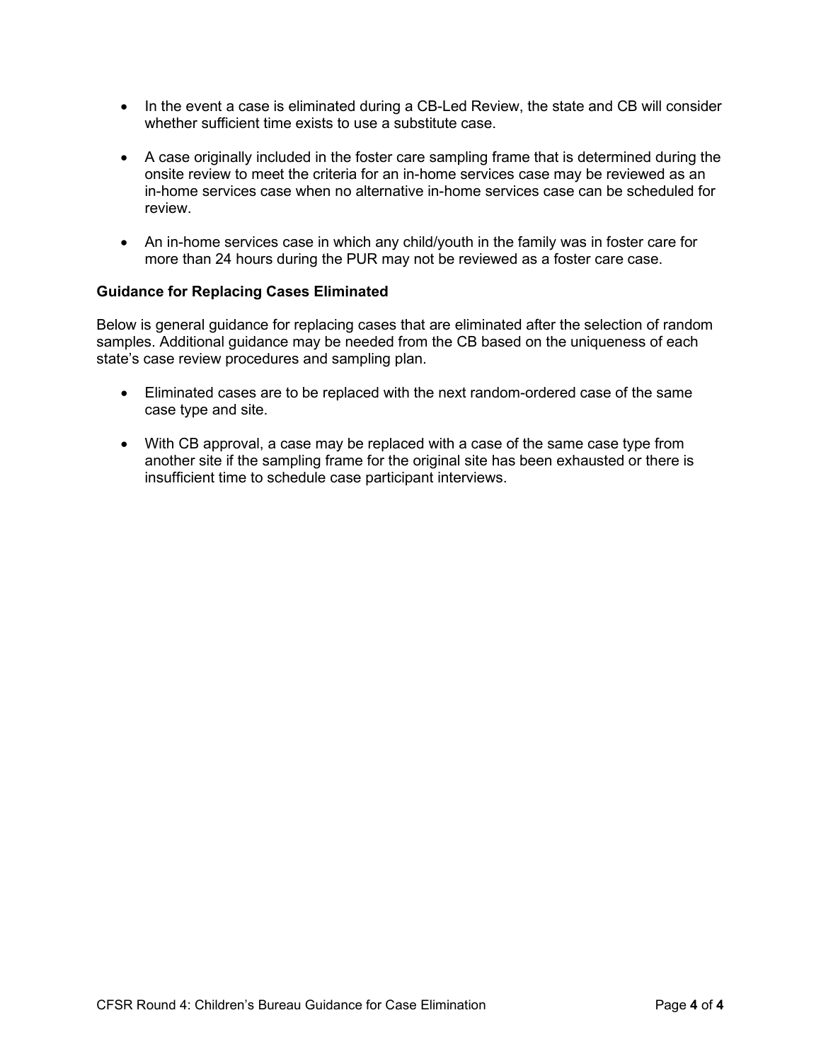- In the event a case is eliminated during a CB-Led Review, the state and CB will consider whether sufficient time exists to use a substitute case.
- A case originally included in the foster care sampling frame that is determined during the onsite review to meet the criteria for an in-home services case may be reviewed as an in-home services case when no alternative in-home services case can be scheduled for review.
- An in-home services case in which any child/youth in the family was in foster care for more than 24 hours during the PUR may not be reviewed as a foster care case.

**Guidance for Replacing Cases Eliminated**

Below is general guidance for replacing cases that are eliminated after the selection of random samples. Additional guidance may be needed from the CB based on the uniqueness of each state's case review procedures and sampling plan.

- Eliminated cases are to be replaced with the next random-ordered case of the same case type and site.
- With CB approval, a case may be replaced with a case of the same case type from another site if the sampling frame for the original site has been exhausted or there is insufficient time to schedule case participant interviews.